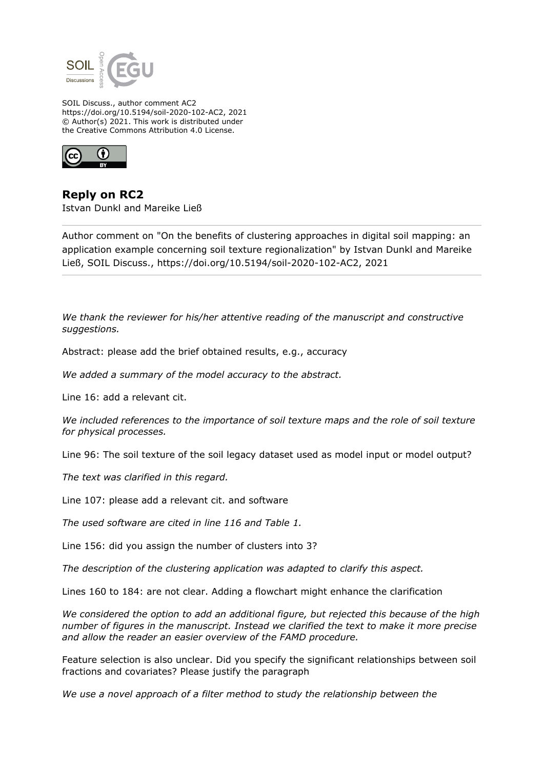SOIL Discuss., author comment AC2
https://doi.org/10.5194/soil-2020-102-AC2, 2021
© Author(s) 2021. This work is distributed under
the Creative Commons Attribution 4.0 License.

## Reply on RC2

Istvan Dunkl and Mareike Ließ

Author comment on "On the benefits of clustering approaches in digital soil mapping: an application example concerning soil texture regionalization" by Istvan Dunkl and Mareike Ließ, SOIL Discuss., https://doi.org/10.5194/soil-2020-102-AC2, 2021

---

*We thank the reviewer for his/her attentive reading of the manuscript and constructive suggestions.*

Abstract: please add the brief obtained results, e.g., accuracy

*We added a summary of the model accuracy to the abstract.*

Line 16: add a relevant cit.

*We included references to the importance of soil texture maps and the role of soil texture for physical processes.*

Line 96: The soil texture of the soil legacy dataset used as model input or model output?

*The text was clarified in this regard.*

Line 107: please add a relevant cit. and software

*The used software are cited in line 116 and Table 1.*

Line 156: did you assign the number of clusters into 3?

*The description of the clustering application was adapted to clarify this aspect.*

Lines 160 to 184: are not clear. Adding a flowchart might enhance the clarification

*We considered the option to add an additional figure, but rejected this because of the high number of figures in the manuscript. Instead we clarified the text to make it more precise and allow the reader an easier overview of the FAMD procedure.*

Feature selection is also unclear. Did you specify the significant relationships between soil fractions and covariates? Please justify the paragraph

*We use a novel approach of a filter method to study the relationship between the*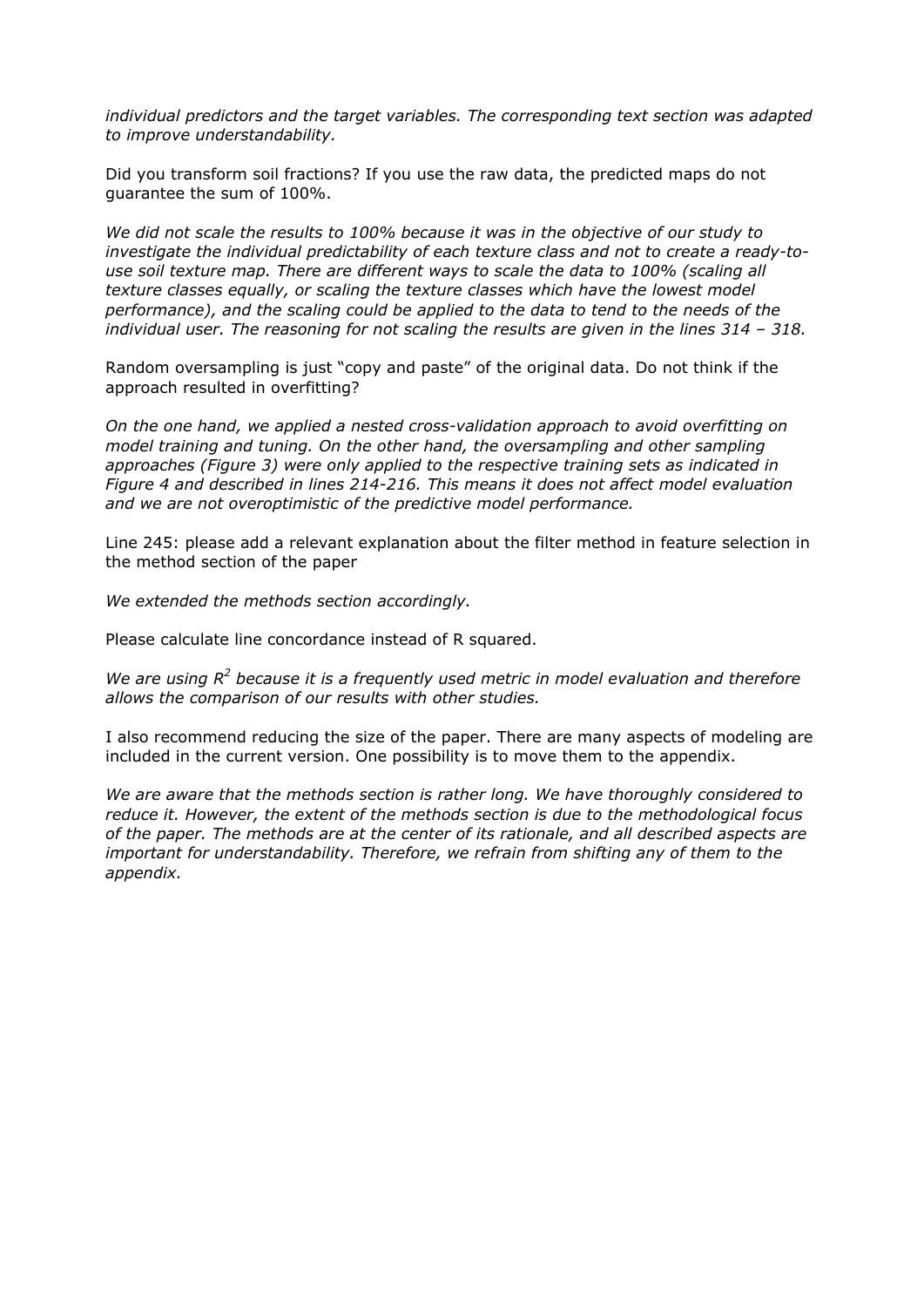*individual predictors and the target variables. The corresponding text section was adapted to improve understandability.*

Did you transform soil fractions? If you use the raw data, the predicted maps do not guarantee the sum of 100%.

*We did not scale the results to 100% because it was in the objective of our study to investigate the individual predictability of each texture class and not to create a ready-to-use soil texture map. There are different ways to scale the data to 100% (scaling all texture classes equally, or scaling the texture classes which have the lowest model performance), and the scaling could be applied to the data to tend to the needs of the individual user. The reasoning for not scaling the results are given in the lines 314 – 318.*

Random oversampling is just "copy and paste" of the original data. Do not think if the approach resulted in overfitting?

*On the one hand, we applied a nested cross-validation approach to avoid overfitting on model training and tuning. On the other hand, the oversampling and other sampling approaches (Figure 3) were only applied to the respective training sets as indicated in Figure 4 and described in lines 214-216. This means it does not affect model evaluation and we are not overoptimistic of the predictive model performance.*

Line 245: please add a relevant explanation about the filter method in feature selection in the method section of the paper

*We extended the methods section accordingly.*

Please calculate line concordance instead of R squared.

*We are using $R^2$ because it is a frequently used metric in model evaluation and therefore allows the comparison of our results with other studies.*

I also recommend reducing the size of the paper. There are many aspects of modeling are included in the current version. One possibility is to move them to the appendix.

*We are aware that the methods section is rather long. We have thoroughly considered to reduce it. However, the extent of the methods section is due to the methodological focus of the paper. The methods are at the center of its rationale, and all described aspects are important for understandability. Therefore, we refrain from shifting any of them to the appendix.*